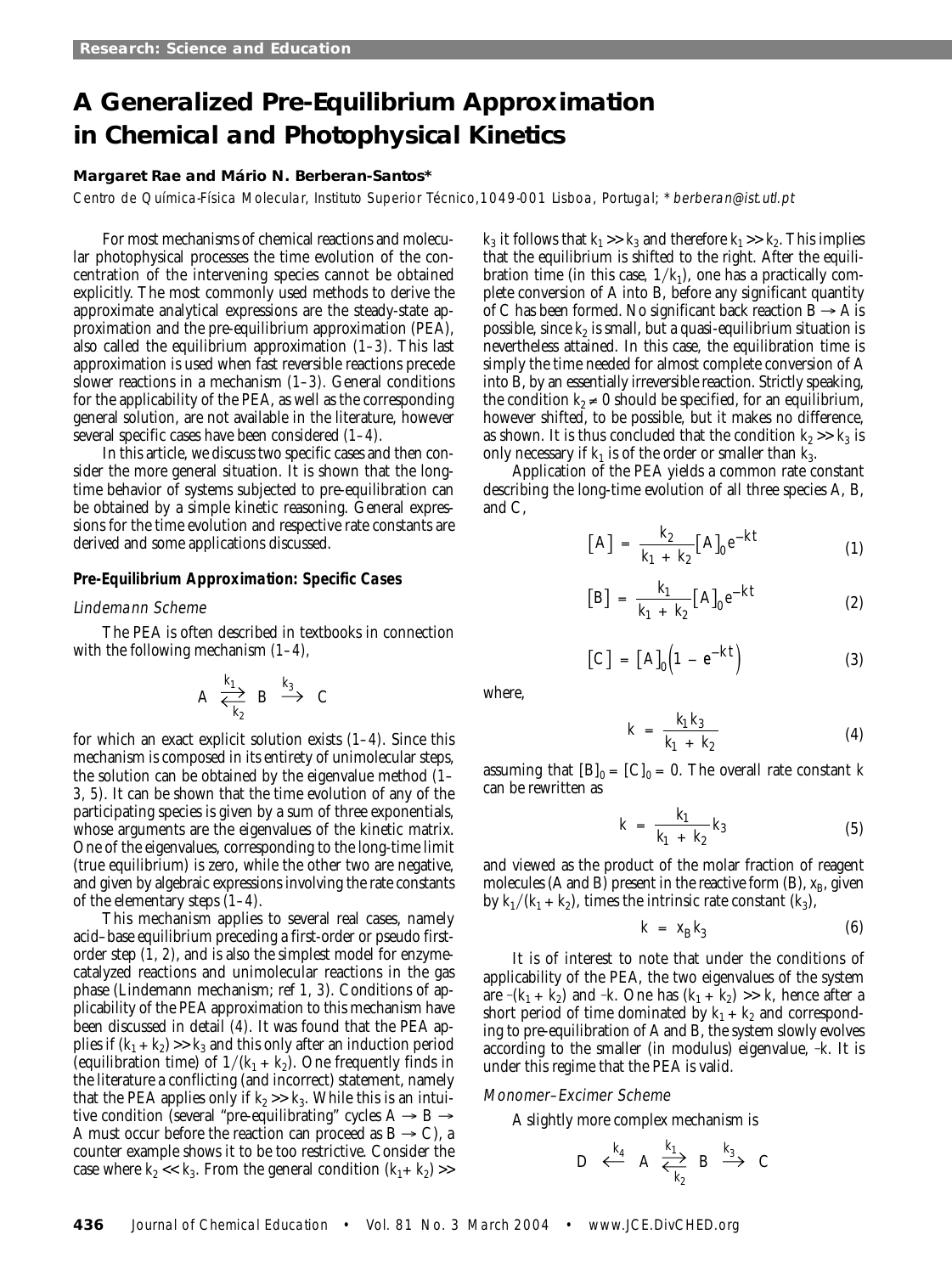# A Generalized Pre-Equilibrium Approximation in Chemical and Photophysical Kinetics

**Margaret Rae and Mário N. Berberan-Santos***

*Centro de Química-Física Molecular, Instituto Superior Técnico, 1049-001 Lisboa, Portugal; *berberan@ist.utl.pt*

For most mechanisms of chemical reactions and molecular photophysical processes the time evolution of the concentration of the intervening species cannot be obtained explicitly. The most commonly used methods to derive the approximate analytical expressions are the steady-state approximation and the pre-equilibrium approximation (PEA), also called the equilibrium approximation (*1–3*). This last approximation is used when fast reversible reactions precede slower reactions in a mechanism (*1–3*). General conditions for the applicability of the PEA, as well as the corresponding general solution, are not available in the literature, however several specific cases have been considered (*1–4*).

In this article, we discuss two specific cases and then consider the more general situation. It is shown that the long-time behavior of systems subjected to pre-equilibration can be obtained by a simple kinetic reasoning. General expressions for the time evolution and respective rate constants are derived and some applications discussed.

### Pre-Equilibrium Approximation: Specific Cases

#### Lindemann Scheme

The PEA is often described in textbooks in connection with the following mechanism (*1–4*),

$$A \underset{k_2}{\overset{k_1}{\rightleftarrows}} B \overset{k_3}{\longrightarrow} C$$

for which an exact explicit solution exists (*1–4*). Since this mechanism is composed in its entirety of unimolecular steps, the solution can be obtained by the eigenvalue method (*1–3, 5*). It can be shown that the time evolution of any of the participating species is given by a sum of three exponentials, whose arguments are the eigenvalues of the kinetic matrix. One of the eigenvalues, corresponding to the long-time limit (true equilibrium) is zero, while the other two are negative, and given by algebraic expressions involving the rate constants of the elementary steps (*1–4*).

This mechanism applies to several real cases, namely acid–base equilibrium preceding a first-order or pseudo first-order step (*1, 2*), and is also the simplest model for enzyme-catalyzed reactions and unimolecular reactions in the gas phase (Lindemann mechanism; ref *1, 3*). Conditions of applicability of the PEA approximation to this mechanism have been discussed in detail (*4*). It was found that the PEA applies if $(k_1 + k_2) \gg k_3$ and this only after an induction period (equilibration time) of $1/(k_1 + k_2)$. One frequently finds in the literature a conflicting (and incorrect) statement, namely that the PEA applies only if $k_2 \gg k_3$. While this is an intuitive condition (several "pre-equilibrating" cycles $A \rightarrow B \rightarrow A$ must occur before the reaction can proceed as $B \rightarrow C$), a counter example shows it to be too restrictive. Consider the case where $k_2 \ll k_3$. From the general condition $(k_1 + k_2) \gg k_3$ it follows that $k_1 \gg k_3$ and therefore $k_1 \gg k_2$. This implies that the equilibrium is shifted to the right. After the equilibration time (in this case, $1/k_1$), one has a practically complete conversion of A into B, before any significant quantity of C has been formed. No significant back reaction $B \rightarrow A$ is possible, since $k_2$ is small, but a quasi-equilibrium situation is nevertheless attained. In this case, the equilibration time is simply the time needed for almost complete conversion of A into B, by an essentially irreversible reaction. Strictly speaking, the condition $k_2 \neq 0$ should be specified, for an equilibrium, however shifted, to be possible, but it makes no difference, as shown. It is thus concluded that the condition $k_2 \gg k_3$ is only necessary if $k_1$ is of the order or smaller than $k_3$.

Application of the PEA yields a common rate constant describing the long-time evolution of all three species A, B, and C,

$$[A] = \frac{k_2}{k_1 + k_2}[A]_0 e^{-kt} \tag{1}$$

$$[B] = \frac{k_1}{k_1 + k_2}[A]_0 e^{-kt} \tag{2}$$

$$[C] = [A]_0\left(1 - e^{-kt}\right) \tag{3}$$

where,

$$k = \frac{k_1 k_3}{k_1 + k_2} \tag{4}$$

assuming that $[B]_0 = [C]_0 = 0$. The overall rate constant $k$ can be rewritten as

$$k = \frac{k_1}{k_1 + k_2} k_3 \tag{5}$$

and viewed as the product of the molar fraction of reagent molecules (A and B) present in the reactive form (B), $x_B$, given by $k_1/(k_1 + k_2)$, times the intrinsic rate constant ($k_3$),

$$k = x_B k_3 \tag{6}$$

It is of interest to note that under the conditions of applicability of the PEA, the two eigenvalues of the system are $-(k_1 + k_2)$ and $-k$. One has $(k_1 + k_2) \gg k$, hence after a short period of time dominated by $k_1 + k_2$ and corresponding to pre-equilibration of A and B, the system slowly evolves according to the smaller (in modulus) eigenvalue, $-k$. It is under this regime that the PEA is valid.

#### Monomer–Excimer Scheme

A slightly more complex mechanism is

$$D \overset{k_4}{\longleftarrow} A \underset{k_2}{\overset{k_1}{\rightleftarrows}} B \overset{k_3}{\longrightarrow} C$$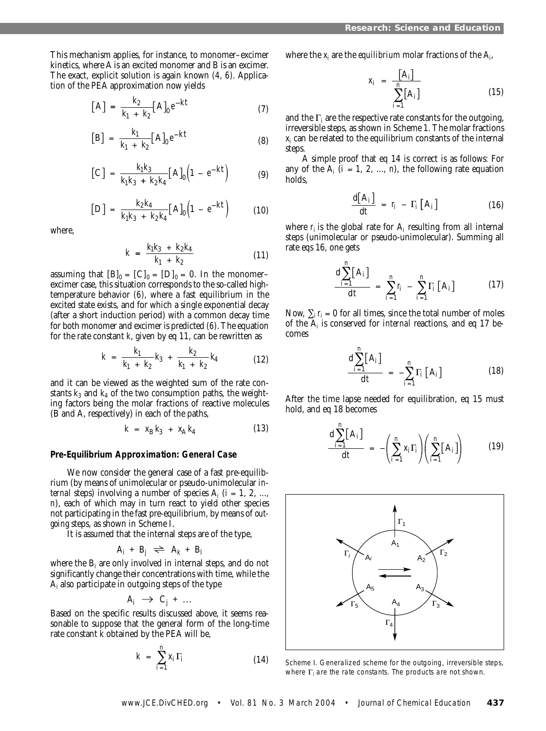This mechanism applies, for instance, to monomer–excimer kinetics, where A is an excited monomer and B is an excimer. The exact, explicit solution is again known (*4, 6*). Application of the PEA approximation now yields

$$[A] = \frac{k_2}{k_1 + k_2}[A]_0 e^{-kt} \tag{7}$$

$$[B] = \frac{k_1}{k_1 + k_2}[A]_0 e^{-kt} \tag{8}$$

$$[C] = \frac{k_1 k_3}{k_1 k_3 + k_2 k_4}[A]_0\left(1 - e^{-kt}\right) \tag{9}$$

$$[D] = \frac{k_2 k_4}{k_1 k_3 + k_2 k_4}[A]_0\left(1 - e^{-kt}\right) \tag{10}$$

where,

$$k = \frac{k_1 k_3 + k_2 k_4}{k_1 + k_2} \tag{11}$$

assuming that $[B]_0 = [C]_0 = [D]_0 = 0$. In the monomer–excimer case, this situation corresponds to the so-called high-temperature behavior (*6*), where a fast equilibrium in the excited state exists, and for which a single exponential decay (after a short induction period) with a common decay time for both monomer and excimer is predicted (*6*). The equation for the rate constant $k$, given by eq 11, can be rewritten as

$$k = \frac{k_1}{k_1 + k_2}k_3 + \frac{k_2}{k_1 + k_2}k_4 \tag{12}$$

and it can be viewed as the weighted sum of the rate constants $k_3$ and $k_4$ of the two consumption paths, the weighting factors being the molar fractions of reactive molecules (B and A, respectively) in each of the paths,

$$k = x_B k_3 + x_A k_4 \tag{13}$$

### Pre-Equilibrium Approximation: General Case

We now consider the general case of a fast pre-equilibrium (by means of unimolecular or pseudo-unimolecular *internal* steps) involving a number of species $A_i$ ($i = 1, 2, ..., n$), each of which may in turn react to yield other species not participating in the fast pre-equilibrium, by means of *outgoing* steps, as shown in Scheme I.

It is assumed that the internal steps are of the type,

$$A_i + B_j \rightleftharpoons A_k + B_l$$

where the $B_i$ are only involved in internal steps, and do not significantly change their concentrations with time, while the $A_i$ also participate in outgoing steps of the type

$$A_i \rightarrow C_j + \ldots$$

Based on the specific results discussed above, it seems reasonable to suppose that the general form of the long-time rate constant $k$ obtained by the PEA will be,

$$k = \sum_{i=1}^{n} x_i \Gamma_i \tag{14}$$

where the $x_i$ are the *equilibrium* molar fractions of the $A_i$,

$$x_i = \frac{[A_i]}{\sum_{i=1}^{n}[A_i]} \tag{15}$$

and the $\Gamma_i$ are the respective rate constants for the outgoing, irreversible steps, as shown in Scheme 1. The molar fractions $x_i$ can be related to the equilibrium constants of the internal steps.

A simple proof that eq 14 is correct is as follows: For any of the $A_i$ ($i = 1, 2, ..., n$), the following rate equation holds,

$$\frac{d[A_i]}{dt} = r_i - \Gamma_i[A_i] \tag{16}$$

where $r_i$ is the global rate for $A_i$ resulting from all internal steps (unimolecular or pseudo-unimolecular). Summing all rate eqs 16, one gets

$$\frac{d\sum_{i=1}^{n}[A_i]}{dt} = \sum_{i=1}^{n} r_i - \sum_{i=1}^{n}\Gamma_i[A_i] \tag{17}$$

Now, $\sum_i r_i = 0$ for all times, since the total number of moles of the $A_i$ is conserved for *internal* reactions, and eq 17 becomes

$$\frac{d\sum_{i=1}^{n}[A_i]}{dt} = -\sum_{i=1}^{n}\Gamma_i[A_i] \tag{18}$$

After the time lapse needed for equilibration, eq 15 must hold, and eq 18 becomes

$$\frac{d\sum_{i=1}^{n}[A_i]}{dt} = -\left(\sum_{i=1}^{n} x_i\Gamma_i\right)\left(\sum_{i=1}^{n}[A_i]\right) \tag{19}$$

Scheme I. Generalized scheme for the outgoing, irreversible steps, where $\Gamma_i$ are the rate constants. The products are not shown.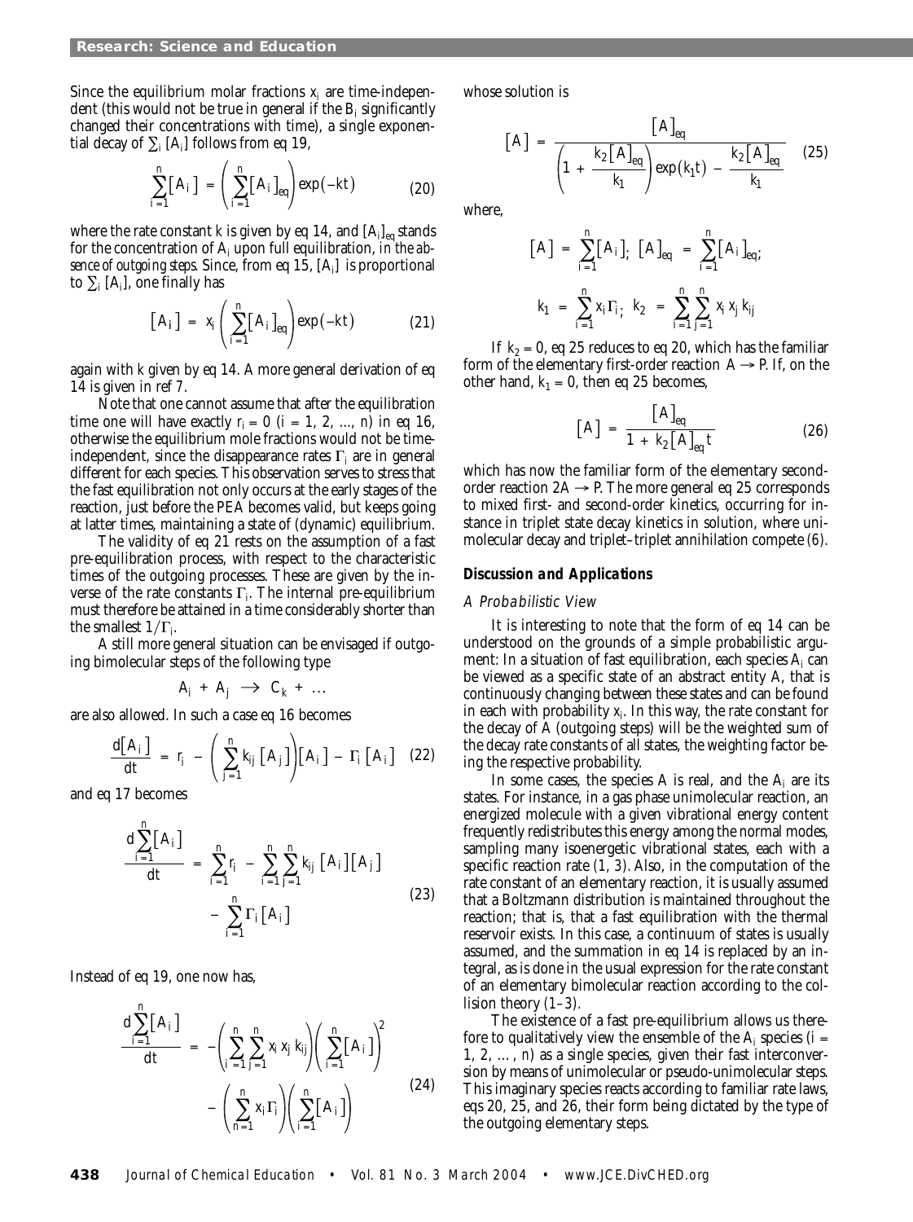Since the equilibrium molar fractions $x_i$ are time-independent (this would not be true in general if the $B_i$ significantly changed their concentrations with time), a single exponential decay of $\sum_i [A_i]$ follows from eq 19,

$$\sum_{i=1}^{n}[A_i] = \left(\sum_{i=1}^{n}[A_i]_{eq}\right)\exp(-kt) \tag{20}$$

where the rate constant $k$ is given by eq 14, and $[A_i]_{eq}$ stands for the concentration of $A_i$ upon full equilibration, *in the absence of outgoing steps*. Since, from eq 15, $[A_i]$ is proportional to $\sum_i [A_i]$, one finally has

$$[A_i] = x_i\left(\sum_{i=1}^{n}[A_i]_{eq}\right)\exp(-kt) \tag{21}$$

again with $k$ given by eq 14. A more general derivation of eq 14 is given in ref 7.

Note that one cannot assume that after the equilibration time one will have exactly $r_i = 0$ ($i = 1, 2, ..., n$) in eq 16, otherwise the equilibrium mole fractions would not be time-independent, since the disappearance rates $\Gamma_i$ are in general different for each species. This observation serves to stress that the fast equilibration not only occurs at the early stages of the reaction, just before the PEA becomes valid, but keeps going at latter times, maintaining a state of (dynamic) equilibrium.

The validity of eq 21 rests on the assumption of a fast pre-equilibration process, with respect to the characteristic times of the outgoing processes. These are given by the inverse of the rate constants $\Gamma_i$. The internal pre-equilibrium must therefore be attained in a time considerably shorter than the smallest $1/\Gamma_i$.

A still more general situation can be envisaged if outgoing bimolecular steps of the following type

$$A_i + A_j \rightarrow C_k + \ldots$$

are also allowed. In such a case eq 16 becomes

$$\frac{d[A_i]}{dt} = r_i - \left(\sum_{j=1}^{n}k_{ij}[A_j]\right)[A_i] - \Gamma_i[A_i] \tag{22}$$

and eq 17 becomes

$$\frac{d\sum_{i=1}^{n}[A_i]}{dt} = \sum_{i=1}^{n}r_i - \sum_{i=1}^{n}\sum_{j=1}^{n}k_{ij}[A_i][A_j] - \sum_{i=1}^{n}\Gamma_i[A_i] \tag{23}$$

Instead of eq 19, one now has,

$$\frac{d\sum_{i=1}^{n}[A_i]}{dt} = -\left(\sum_{i=1}^{n}\sum_{j=1}^{n}x_i x_j k_{ij}\right)\left(\sum_{i=1}^{n}[A_i]\right)^2 - \left(\sum_{n=1}^{n}x_i\Gamma_i\right)\left(\sum_{i=1}^{n}[A_i]\right) \tag{24}$$

whose solution is

$$[A] = \frac{[A]_{eq}}{\left(1 + \frac{k_2[A]_{eq}}{k_1}\right)\exp(k_1 t) - \frac{k_2[A]_{eq}}{k_1}} \tag{25}$$

where,

$$[A] = \sum_{i=1}^{n}[A_i]; \quad [A]_{eq} = \sum_{i=1}^{n}[A_i]_{eq};$$

$$k_1 = \sum_{i=1}^{n}x_i\Gamma_i; \quad k_2 = \sum_{i=1}^{n}\sum_{j=1}^{n}x_i x_j k_{ij}$$

If $k_2 = 0$, eq 25 reduces to eq 20, which has the familiar form of the elementary first-order reaction $A \rightarrow P$. If, on the other hand, $k_1 = 0$, then eq 25 becomes,

$$[A] = \frac{[A]_{eq}}{1 + k_2[A]_{eq}t} \tag{26}$$

which has now the familiar form of the elementary second-order reaction $2A \rightarrow P$. The more general eq 25 corresponds to mixed first- and second-order kinetics, occurring for instance in triplet state decay kinetics in solution, where unimolecular decay and triplet–triplet annihilation compete *(6)*.

## Discussion and Applications

### A Probabilistic View

It is interesting to note that the form of eq 14 can be understood on the grounds of a simple probabilistic argument: In a situation of fast equilibration, each species $A_i$ can be viewed as a specific state of an abstract entity A, that is continuously changing between these states and can be found in each with probability $x_i$. In this way, the rate constant for the decay of A (outgoing steps) will be the weighted sum of the decay rate constants of all states, the weighting factor being the respective probability.

In some cases, the species A is real, and the $A_i$ are its states. For instance, in a gas phase unimolecular reaction, an energized molecule with a given vibrational energy content frequently redistributes this energy among the normal modes, sampling many isoenergetic vibrational states, each with a specific reaction rate *(1, 3)*. Also, in the computation of the rate constant of an elementary reaction, it is usually assumed that a Boltzmann distribution is maintained throughout the reaction; that is, that a fast equilibration with the thermal reservoir exists. In this case, a continuum of states is usually assumed, and the summation in eq 14 is replaced by an integral, as is done in the usual expression for the rate constant of an elementary bimolecular reaction according to the collision theory *(1–3)*.

The existence of a fast pre-equilibrium allows us therefore to qualitatively view the ensemble of the $A_i$ species ($i$ = 1, 2, …, $n$) as a single species, given their fast interconversion by means of unimolecular or pseudo-unimolecular steps. This imaginary species reacts according to familiar rate laws, eqs 20, 25, and 26, their form being dictated by the type of the outgoing elementary steps.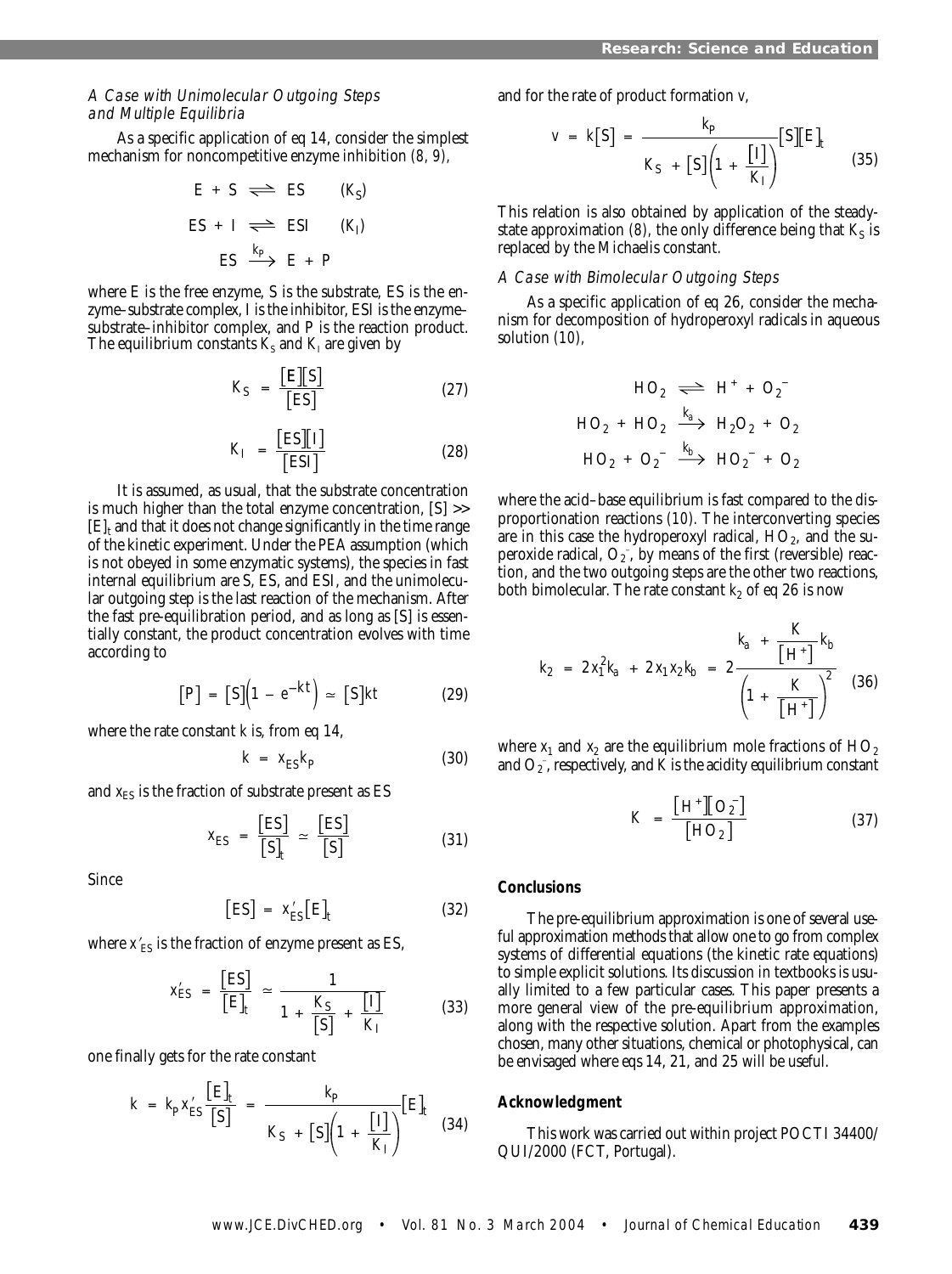### *A Case with Unimolecular Outgoing Steps and Multiple Equilibria*

As a specific application of eq 14, consider the simplest mechanism for noncompetitive enzyme inhibition (*8, 9*),

$$E + S \rightleftharpoons ES \qquad (K_S)$$

$$ES + I \rightleftharpoons ESI \qquad (K_I)$$

$$ES \xrightarrow{k_P} E + P$$

where E is the free enzyme, S is the substrate, ES is the enzyme–substrate complex, I is the inhibitor, ESI is the enzyme–substrate–inhibitor complex, and P is the reaction product. The equilibrium constants $K_S$ and $K_I$ are given by

$$K_S = \frac{[E][S]}{[ES]} \tag{27}$$

$$K_I = \frac{[ES][I]}{[ESI]} \tag{28}$$

It is assumed, as usual, that the substrate concentration is much higher than the total enzyme concentration, $[S] >> [E]_t$ and that it does not change significantly in the time range of the kinetic experiment. Under the PEA assumption (which is not obeyed in some enzymatic systems), the species in fast internal equilibrium are S, ES, and ESI, and the unimolecular outgoing step is the last reaction of the mechanism. After the fast pre-equilibration period, and as long as [S] is essentially constant, the product concentration evolves with time according to

$$[P] = [S]\left(1 - e^{-kt}\right) \simeq [S]kt \tag{29}$$

where the rate constant $k$ is, from eq 14,

$$k = x_{ES} k_P \tag{30}$$

and $x_{ES}$ is the fraction of substrate present as ES

$$x_{ES} = \frac{[ES]}{[S]_t} \simeq \frac{[ES]}{[S]} \tag{31}$$

Since

$$[ES] = x'_{ES}[E]_t \tag{32}$$

where $x'_{ES}$ is the fraction of enzyme present as ES,

$$x'_{ES} = \frac{[ES]}{[E]_t} \simeq \frac{1}{1 + \dfrac{K_S}{[S]} + \dfrac{[I]}{K_I}} \tag{33}$$

one finally gets for the rate constant

$$k = k_P x'_{ES}\frac{[E]_t}{[S]} = \frac{k_P}{K_S + [S]\left(1 + \dfrac{[I]}{K_I}\right)}[E]_t \tag{34}$$

and for the rate of product formation $v$,

$$v = k[S] = \frac{k_P}{K_S + [S]\left(1 + \dfrac{[I]}{K_I}\right)}[S][E]_t \tag{35}$$

This relation is also obtained by application of the steady-state approximation (*8*), the only difference being that $K_S$ is replaced by the Michaelis constant.

### *A Case with Bimolecular Outgoing Steps*

As a specific application of eq 26, consider the mechanism for decomposition of hydroperoxyl radicals in aqueous solution (*10*),

$$HO_2 \rightleftharpoons H^+ + O_2^-$$

$$HO_2 + HO_2 \xrightarrow{k_a} H_2O_2 + O_2$$

$$HO_2 + O_2^- \xrightarrow{k_b} HO_2^- + O_2$$

where the acid–base equilibrium is fast compared to the disproportionation reactions (*10*). The interconverting species are in this case the hydroperoxyl radical, $HO_2$, and the superoxide radical, $O_2^-$, by means of the first (reversible) reaction, and the two outgoing steps are the other two reactions, both bimolecular. The rate constant $k_2$ of eq 26 is now

$$k_2 = 2x_1^2 k_a + 2x_1 x_2 k_b = 2\frac{k_a + \dfrac{K}{[H^+]}k_b}{\left(1 + \dfrac{K}{[H^+]}\right)^2} \tag{36}$$

where $x_1$ and $x_2$ are the equilibrium mole fractions of $HO_2$ and $O_2^-$, respectively, and $K$ is the acidity equilibrium constant

$$K = \frac{[H^+][O_2^-]}{[HO_2]} \tag{37}$$

## Conclusions

The pre-equilibrium approximation is one of several useful approximation methods that allow one to go from complex systems of differential equations (the kinetic rate equations) to simple explicit solutions. Its discussion in textbooks is usually limited to a few particular cases. This paper presents a more general view of the pre-equilibrium approximation, along with the respective solution. Apart from the examples chosen, many other situations, chemical or photophysical, can be envisaged where eqs 14, 21, and 25 will be useful.

## Acknowledgment

This work was carried out within project POCTI 34400/QUI/2000 (FCT, Portugal).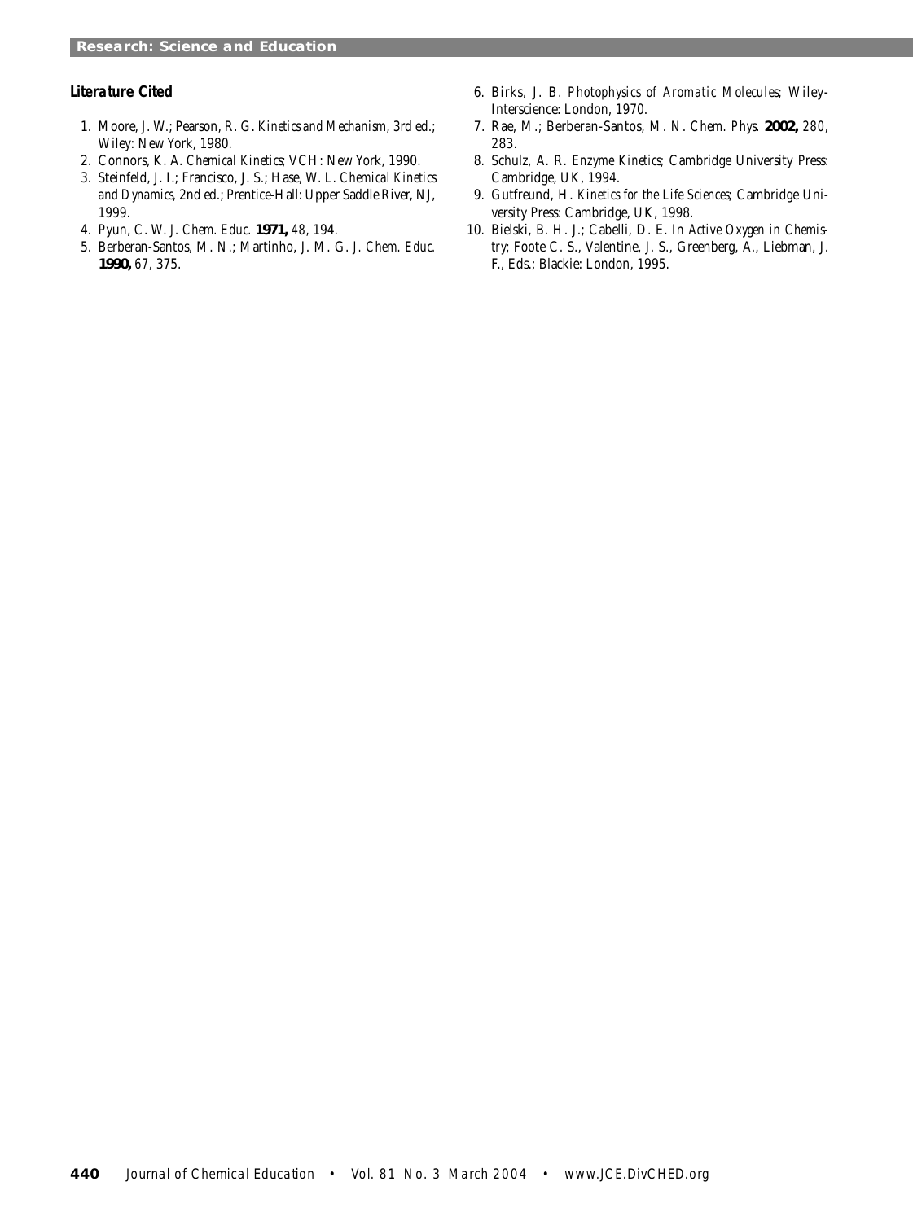### Literature Cited

1. Moore, J. W.; Pearson, R. G. *Kinetics and Mechanism*, 3rd ed.; Wiley: New York, 1980.
2. Connors, K. A. *Chemical Kinetics*; VCH: New York, 1990.
3. Steinfeld, J. I.; Francisco, J. S.; Hase, W. L. *Chemical Kinetics and Dynamics*, 2nd ed.; Prentice-Hall: Upper Saddle River, NJ, 1999.
4. Pyun, C. W. *J. Chem. Educ.* **1971,** *48,* 194.
5. Berberan-Santos, M. N.; Martinho, J. M. G. *J. Chem. Educ.* **1990,** *67,* 375.
6. Birks, J. B. *Photophysics of Aromatic Molecules*; Wiley-Interscience: London, 1970.
7. Rae, M.; Berberan-Santos, M. N. *Chem. Phys.* **2002,** *280,* 283.
8. Schulz, A. R. *Enzyme Kinetics*; Cambridge University Press: Cambridge, UK, 1994.
9. Gutfreund, H. *Kinetics for the Life Sciences*; Cambridge University Press: Cambridge, UK, 1998.
10. Bielski, B. H. J.; Cabelli, D. E. In *Active Oxygen in Chemistry*; Foote C. S., Valentine, J. S., Greenberg, A., Liebman, J. F., Eds.; Blackie: London, 1995.